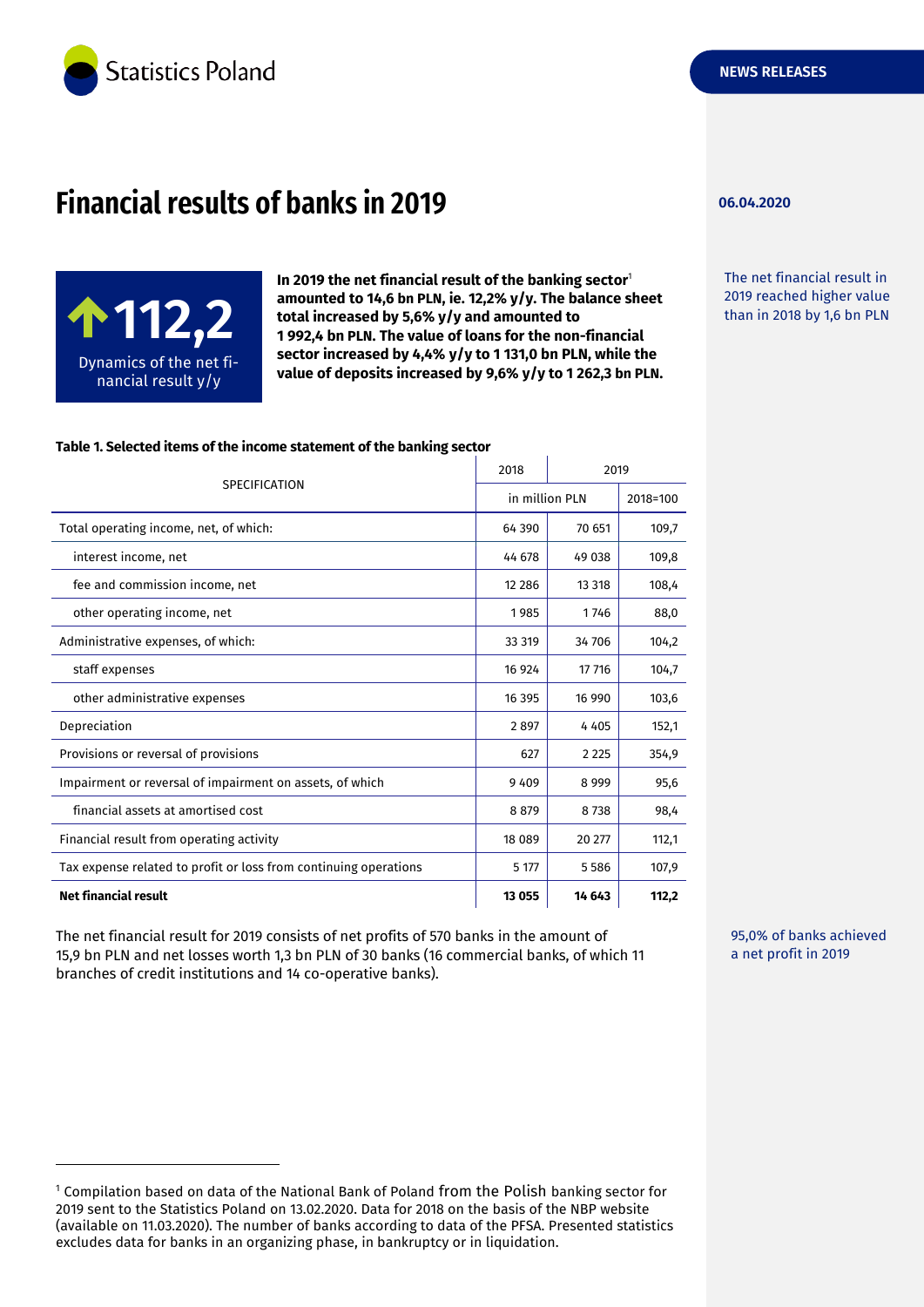# Financial results of banks in 2019

06.04.2020

**112,2**

Dynamics of the net financial result y/y

**In 2019 the net financial result of the banking sector[1] amounted to 14,6 bn PLN, ie. 12,2% y/y. The balance sheet total increased by 5,6% y/y and amounted to 1 992,4 bn PLN. The value of loans for the non-financial sector increased by 4,4% y/y to 1 131,0 bn PLN, while the value of deposits increased by 9,6% y/y to 1 262,3 bn PLN.**

The net financial result in 2019 reached higher value than in 2018 by 1,6 bn PLN

**Table 1. Selected items of the income statement of the banking sector**

| SPECIFICATION | 2018 | 2019 | |
|---|---|---|---|
| | in million PLN | | 2018=100 |
| Total operating income, net, of which: | 64 390 | 70 651 | 109,7 |
| interest income, net | 44 678 | 49 038 | 109,8 |
| fee and commission income, net | 12 286 | 13 318 | 108,4 |
| other operating income, net | 1 985 | 1 746 | 88,0 |
| Administrative expenses, of which: | 33 319 | 34 706 | 104,2 |
| staff expenses | 16 924 | 17 716 | 104,7 |
| other administrative expenses | 16 395 | 16 990 | 103,6 |
| Depreciation | 2 897 | 4 405 | 152,1 |
| Provisions or reversal of provisions | 627 | 2 225 | 354,9 |
| Impairment or reversal of impairment on assets, of which | 9 409 | 8 999 | 95,6 |
| financial assets at amortised cost | 8 879 | 8 738 | 98,4 |
| Financial result from operating activity | 18 089 | 20 277 | 112,1 |
| Tax expense related to profit or loss from continuing operations | 5 177 | 5 586 | 107,9 |
| **Net financial result** | **13 055** | **14 643** | **112,2** |

The net financial result for 2019 consists of net profits of 570 banks in the amount of 15,9 bn PLN and net losses worth 1,3 bn PLN of 30 banks (16 commercial banks, of which 11 branches of credit institutions and 14 co-operative banks).

95,0% of banks achieved a net profit in 2019

[1] Compilation based on data of the National Bank of Poland from the Polish banking sector for 2019 sent to the Statistics Poland on 13.02.2020. Data for 2018 on the basis of the NBP website (available on 11.03.2020). The number of banks according to data of the PFSA. Presented statistics excludes data for banks in an organizing phase, in bankruptcy or in liquidation.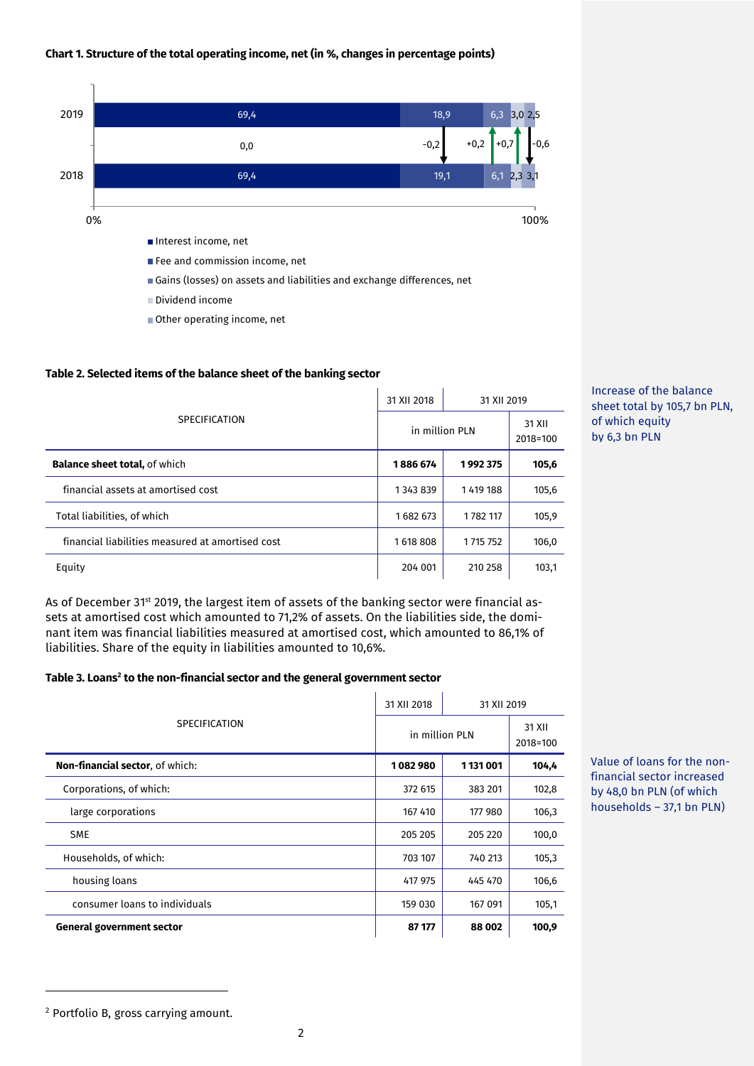**Chart 1. Structure of the total operating income, net (in %, changes in percentage points)**

| | Interest income, net | Fee and commission income, net | Gains (losses) on assets and liabilities and exchange differences, net | Dividend income | Other operating income, net |
|---|---|---|---|---|---|
| 2019 | 69,4 | 18,9 | 6,3 | 3,0 | 2,5 |
| Change | 0,0 | -0,2 | +0,2 | +0,7 | -0,6 |
| 2018 | 69,4 | 19,1 | 6,1 | 2,3 | 3,1 |

**Table 2. Selected items of the balance sheet of the banking sector**

| SPECIFICATION | 31 XII 2018 | 31 XII 2019 | |
|---|---|---|---|
| | in million PLN | | 31 XII 2018=100 |
| **Balance sheet total**, of which | **1 886 674** | **1 992 375** | **105,6** |
| financial assets at amortised cost | 1 343 839 | 1 419 188 | 105,6 |
| Total liabilities, of which | 1 682 673 | 1 782 117 | 105,9 |
| financial liabilities measured at amortised cost | 1 618 808 | 1 715 752 | 106,0 |
| Equity | 204 001 | 210 258 | 103,1 |

Increase of the balance sheet total by 105,7 bn PLN, of which equity by 6,3 bn PLN

As of December 31st 2019, the largest item of assets of the banking sector were financial assets at amortised cost which amounted to 71,2% of assets. On the liabilities side, the dominant item was financial liabilities measured at amortised cost, which amounted to 86,1% of liabilities. Share of the equity in liabilities amounted to 10,6%.

**Table 3. Loans[2] to the non-financial sector and the general government sector**

| SPECIFICATION | 31 XII 2018 | 31 XII 2019 | |
|---|---|---|---|
| | in million PLN | | 31 XII 2018=100 |
| **Non-financial sector**, of which: | **1 082 980** | **1 131 001** | **104,4** |
| Corporations, of which: | 372 615 | 383 201 | 102,8 |
| large corporations | 167 410 | 177 980 | 106,3 |
| SME | 205 205 | 205 220 | 100,0 |
| Households, of which: | 703 107 | 740 213 | 105,3 |
| housing loans | 417 975 | 445 470 | 106,6 |
| consumer loans to individuals | 159 030 | 167 091 | 105,1 |
| **General government sector** | **87 177** | **88 002** | **100,9** |

Value of loans for the non-financial sector increased by 48,0 bn PLN (of which households – 37,1 bn PLN)

[2] Portfolio B, gross carrying amount.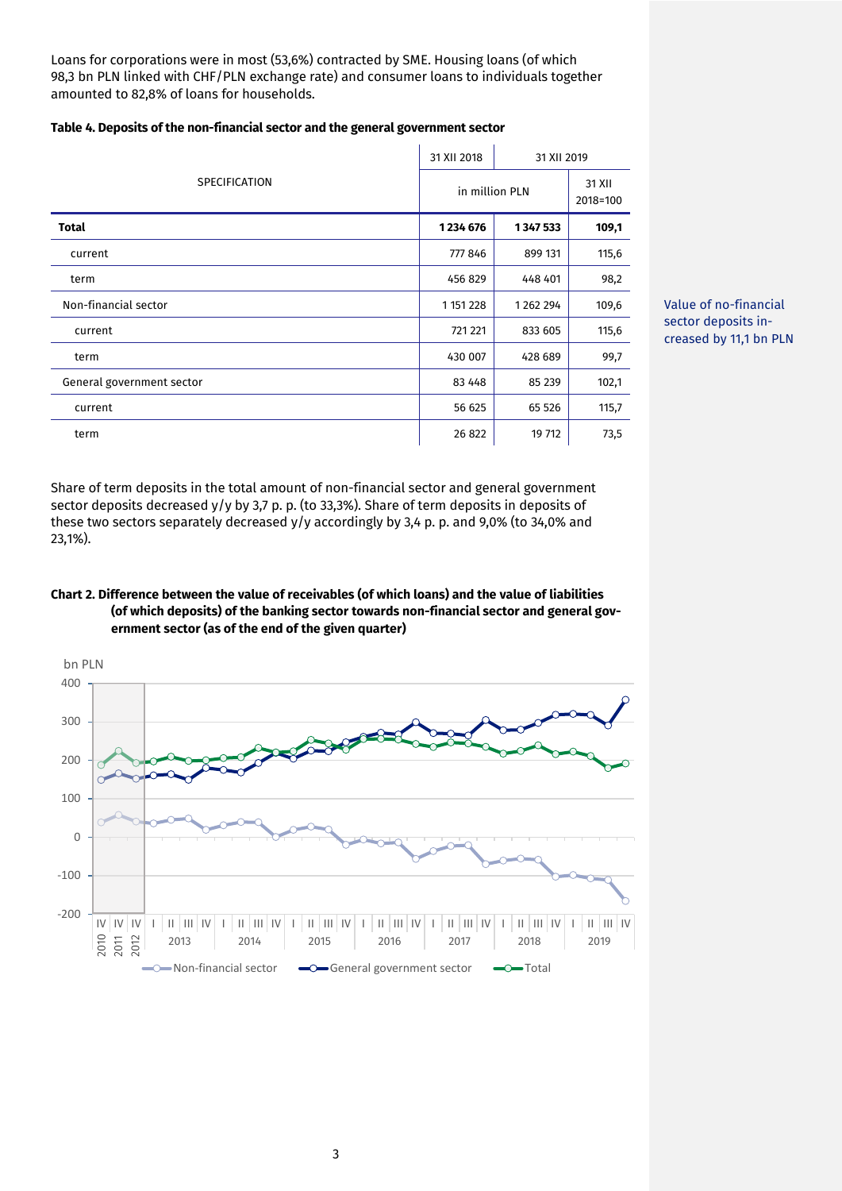Loans for corporations were in most (53,6%) contracted by SME. Housing loans (of which 98,3 bn PLN linked with CHF/PLN exchange rate) and consumer loans to individuals together amounted to 82,8% of loans for households.

**Table 4. Deposits of the non-financial sector and the general government sector**

| SPECIFICATION | 31 XII 2018 | 31 XII 2019 | |
|---|---|---|---|
| | in million PLN | | 31 XII 2018=100 |
| **Total** | **1 234 676** | **1 347 533** | **109,1** |
| current | 777 846 | 899 131 | 115,6 |
| term | 456 829 | 448 401 | 98,2 |
| Non-financial sector | 1 151 228 | 1 262 294 | 109,6 |
| current | 721 221 | 833 605 | 115,6 |
| term | 430 007 | 428 689 | 99,7 |
| General government sector | 83 448 | 85 239 | 102,1 |
| current | 56 625 | 65 526 | 115,7 |
| term | 26 822 | 19 712 | 73,5 |

Value of no-financial sector deposits increased by 11,1 bn PLN

Share of term deposits in the total amount of non-financial sector and general government sector deposits decreased y/y by 3,7 p. p. (to 33,3%). Share of term deposits in deposits of these two sectors separately decreased y/y accordingly by 3,4 p. p. and 9,0% (to 34,0% and 23,1%).

**Chart 2. Difference between the value of receivables (of which loans) and the value of liabilities (of which deposits) of the banking sector towards non-financial sector and general government sector (as of the end of the given quarter)**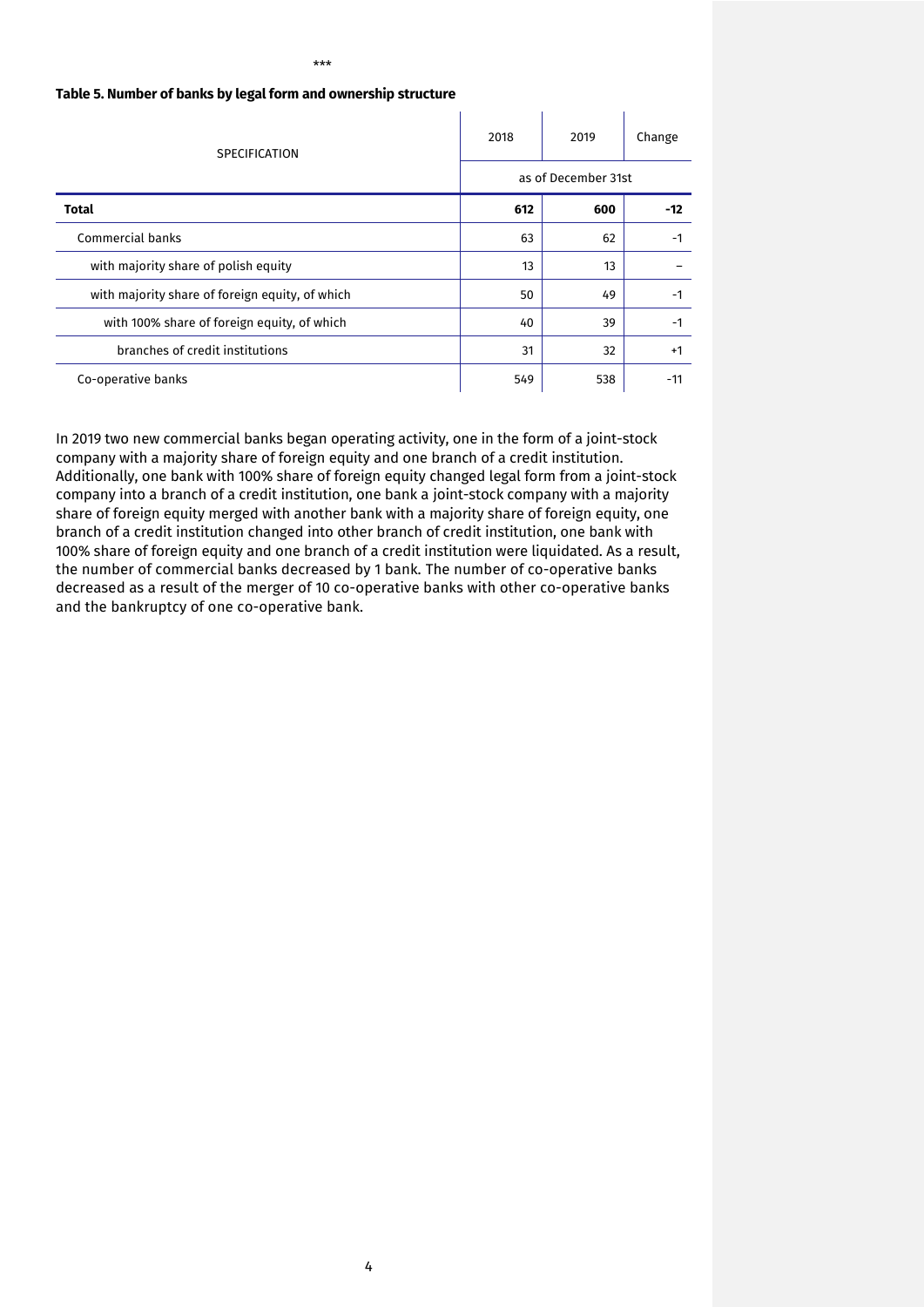\*\*\*

**Table 5. Number of banks by legal form and ownership structure**

| SPECIFICATION | 2018 | 2019 | Change |
|---|---|---|---|
| | as of December 31st | | |
| **Total** | **612** | **600** | **-12** |
| Commercial banks | 63 | 62 | -1 |
| with majority share of polish equity | 13 | 13 | – |
| with majority share of foreign equity, of which | 50 | 49 | -1 |
| with 100% share of foreign equity, of which | 40 | 39 | -1 |
| branches of credit institutions | 31 | 32 | +1 |
| Co-operative banks | 549 | 538 | -11 |

In 2019 two new commercial banks began operating activity, one in the form of a joint-stock company with a majority share of foreign equity and one branch of a credit institution. Additionally, one bank with 100% share of foreign equity changed legal form from a joint-stock company into a branch of a credit institution, one bank a joint-stock company with a majority share of foreign equity merged with another bank with a majority share of foreign equity, one branch of a credit institution changed into other branch of credit institution, one bank with 100% share of foreign equity and one branch of a credit institution were liquidated. As a result, the number of commercial banks decreased by 1 bank. The number of co-operative banks decreased as a result of the merger of 10 co-operative banks with other co-operative banks and the bankruptcy of one co-operative bank.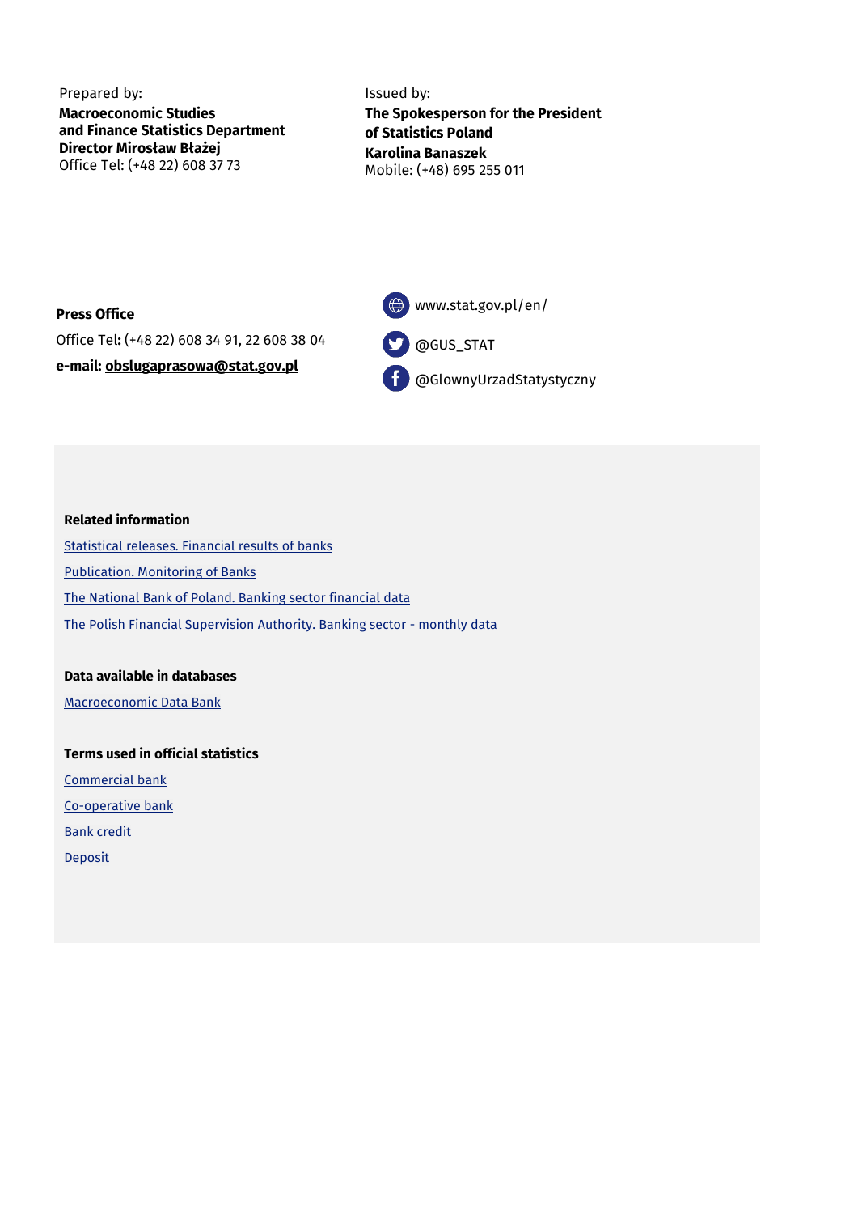Prepared by:
**Macroeconomic Studies and Finance Statistics Department**
**Director Mirosław Błażej**
Office Tel: (+48 22) 608 37 73

Issued by:
**The Spokesperson for the President of Statistics Poland**
**Karolina Banaszek**
Mobile: (+48) 695 255 011

**Press Office**

Office Tel**:** (+48 22) 608 34 91, 22 608 38 04

**e-mail: obslugaprasowa@stat.gov.pl**

www.stat.gov.pl/en/

@GUS_STAT

@GlownyUrzadStatystyczny

**Related information**

Statistical releases. Financial results of banks

Publication. Monitoring of Banks

The National Bank of Poland. Banking sector financial data

The Polish Financial Supervision Authority. Banking sector - monthly data

**Data available in databases**

Macroeconomic Data Bank

**Terms used in official statistics**

Commercial bank

Co-operative bank

Bank credit

Deposit